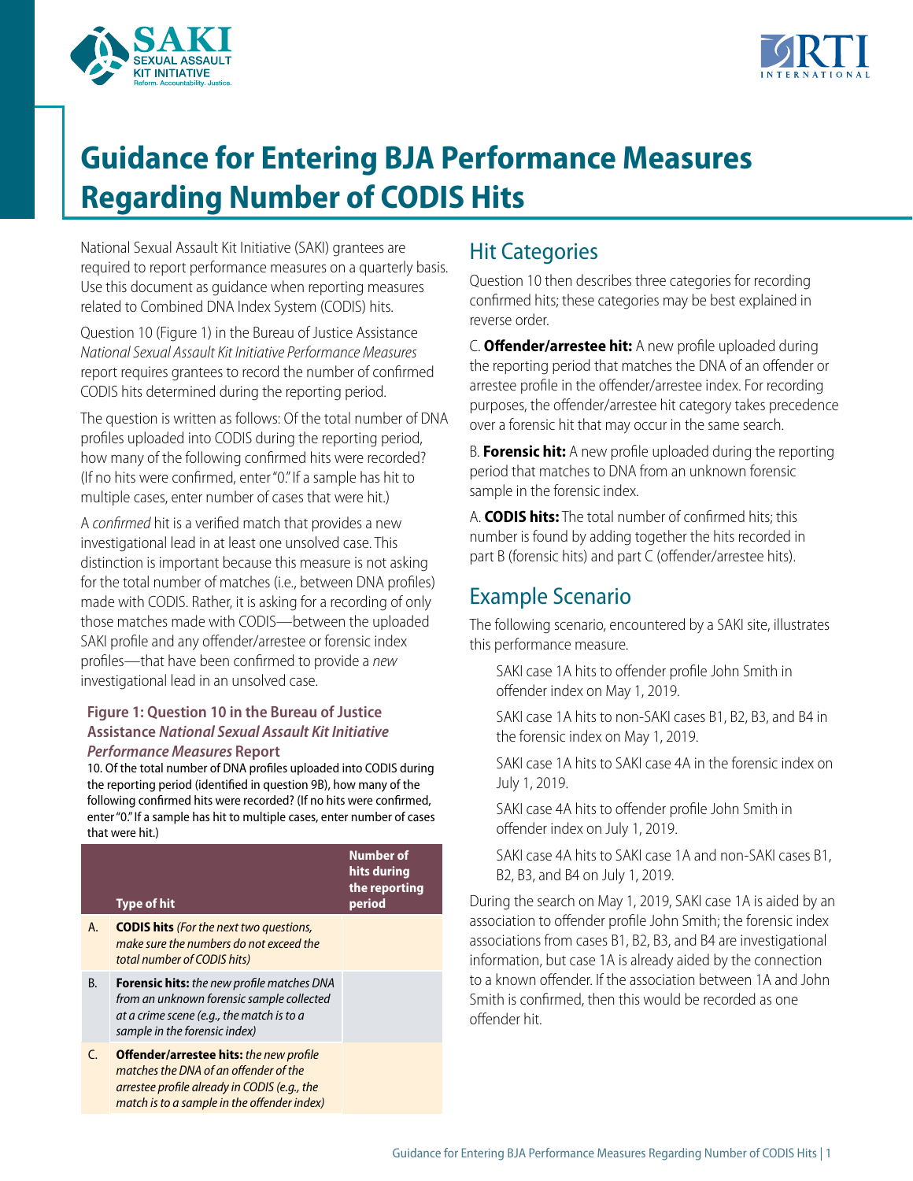# Guidance for Entering BJA Performance Measures Regarding Number of CODIS Hits

National Sexual Assault Kit Initiative (SAKI) grantees are required to report performance measures on a quarterly basis. Use this document as guidance when reporting measures related to Combined DNA Index System (CODIS) hits.

Question 10 (Figure 1) in the Bureau of Justice Assistance *National Sexual Assault Kit Initiative Performance Measures* report requires grantees to record the number of confirmed CODIS hits determined during the reporting period.

The question is written as follows: Of the total number of DNA profiles uploaded into CODIS during the reporting period, how many of the following confirmed hits were recorded? (If no hits were confirmed, enter "0." If a sample has hit to multiple cases, enter number of cases that were hit.)

A *confirmed* hit is a verified match that provides a new investigational lead in at least one unsolved case. This distinction is important because this measure is not asking for the total number of matches (i.e., between DNA profiles) made with CODIS. Rather, it is asking for a recording of only those matches made with CODIS—between the uploaded SAKI profile and any offender/arrestee or forensic index profiles—that have been confirmed to provide a *new* investigational lead in an unsolved case.

#### Figure 1: Question 10 in the Bureau of Justice Assistance *National Sexual Assault Kit Initiative Performance Measures* Report

10. Of the total number of DNA profiles uploaded into CODIS during the reporting period (identified in question 9B), how many of the following confirmed hits were recorded? (If no hits were confirmed, enter "0." If a sample has hit to multiple cases, enter number of cases that were hit.)

| | Type of hit | Number of hits during the reporting period |
|---|---|---|
| A. | **CODIS hits** *(For the next two questions, make sure the numbers do not exceed the total number of CODIS hits)* | |
| B. | **Forensic hits:** *the new profile matches DNA from an unknown forensic sample collected at a crime scene (e.g., the match is to a sample in the forensic index)* | |
| C. | **Offender/arrestee hits:** *the new profile matches the DNA of an offender of the arrestee profile already in CODIS (e.g., the match is to a sample in the offender index)* | |

## Hit Categories

Question 10 then describes three categories for recording confirmed hits; these categories may be best explained in reverse order.

C. **Offender/arrestee hit:** A new profile uploaded during the reporting period that matches the DNA of an offender or arrestee profile in the offender/arrestee index. For recording purposes, the offender/arrestee hit category takes precedence over a forensic hit that may occur in the same search.

B. **Forensic hit:** A new profile uploaded during the reporting period that matches to DNA from an unknown forensic sample in the forensic index.

A. **CODIS hits:** The total number of confirmed hits; this number is found by adding together the hits recorded in part B (forensic hits) and part C (offender/arrestee hits).

## Example Scenario

The following scenario, encountered by a SAKI site, illustrates this performance measure.

> SAKI case 1A hits to offender profile John Smith in offender index on May 1, 2019.
>
> SAKI case 1A hits to non-SAKI cases B1, B2, B3, and B4 in the forensic index on May 1, 2019.
>
> SAKI case 1A hits to SAKI case 4A in the forensic index on July 1, 2019.
>
> SAKI case 4A hits to offender profile John Smith in offender index on July 1, 2019.
>
> SAKI case 4A hits to SAKI case 1A and non-SAKI cases B1, B2, B3, and B4 on July 1, 2019.

During the search on May 1, 2019, SAKI case 1A is aided by an association to offender profile John Smith; the forensic index associations from cases B1, B2, B3, and B4 are investigational information, but case 1A is already aided by the connection to a known offender. If the association between 1A and John Smith is confirmed, then this would be recorded as one offender hit.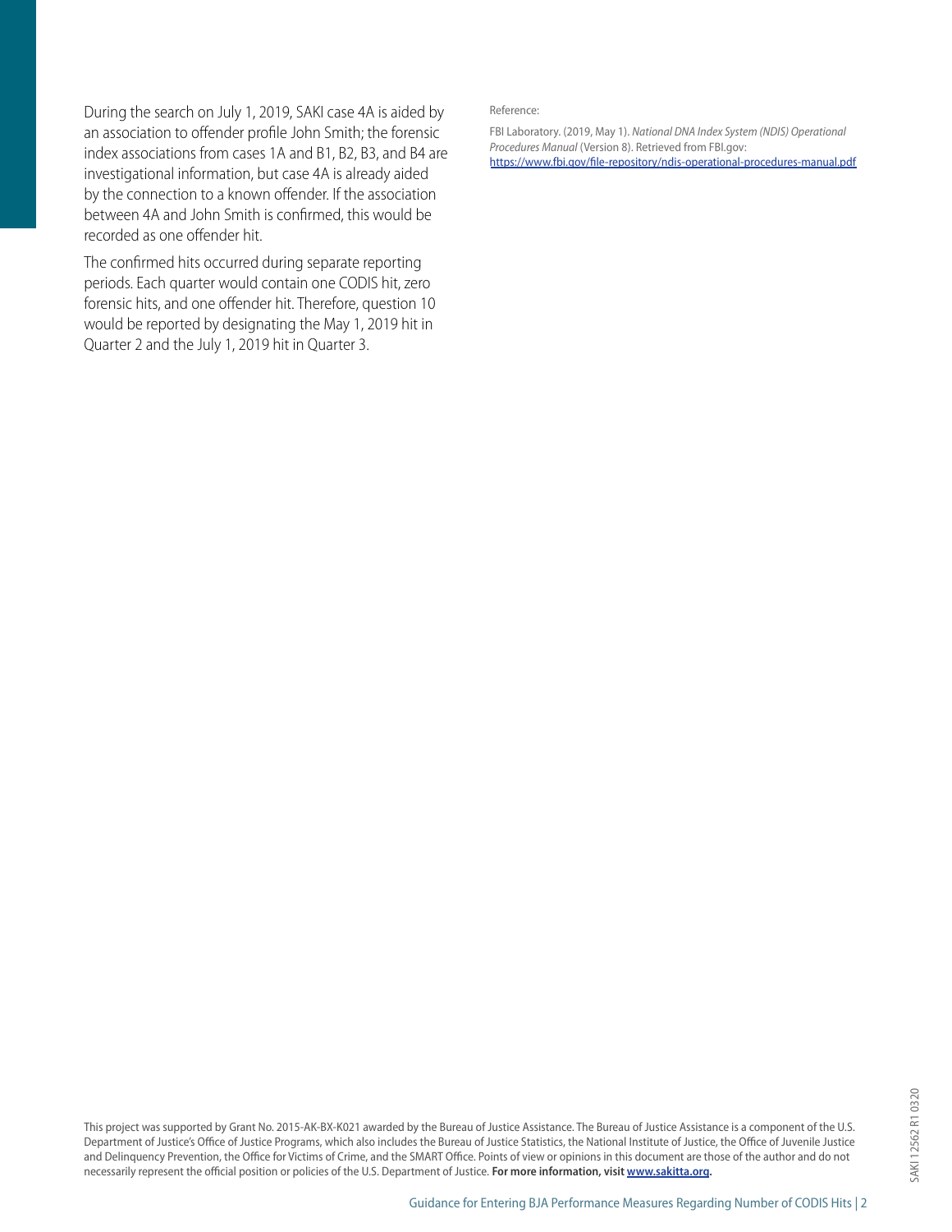During the search on July 1, 2019, SAKI case 4A is aided by an association to offender profile John Smith; the forensic index associations from cases 1A and B1, B2, B3, and B4 are investigational information, but case 4A is already aided by the connection to a known offender. If the association between 4A and John Smith is confirmed, this would be recorded as one offender hit.

The confirmed hits occurred during separate reporting periods. Each quarter would contain one CODIS hit, zero forensic hits, and one offender hit. Therefore, question 10 would be reported by designating the May 1, 2019 hit in Quarter 2 and the July 1, 2019 hit in Quarter 3.

Reference:

FBI Laboratory. (2019, May 1). *National DNA Index System (NDIS) Operational Procedures Manual* (Version 8). Retrieved from FBI.gov: https://www.fbi.gov/file-repository/ndis-operational-procedures-manual.pdf

This project was supported by Grant No. 2015-AK-BX-K021 awarded by the Bureau of Justice Assistance. The Bureau of Justice Assistance is a component of the U.S. Department of Justice's Office of Justice Programs, which also includes the Bureau of Justice Statistics, the National Institute of Justice, the Office of Juvenile Justice and Delinquency Prevention, the Office for Victims of Crime, and the SMART Office. Points of view or opinions in this document are those of the author and do not necessarily represent the official position or policies of the U.S. Department of Justice. **For more information, visit www.sakitta.org.**

SAKI 12562 R1 0320